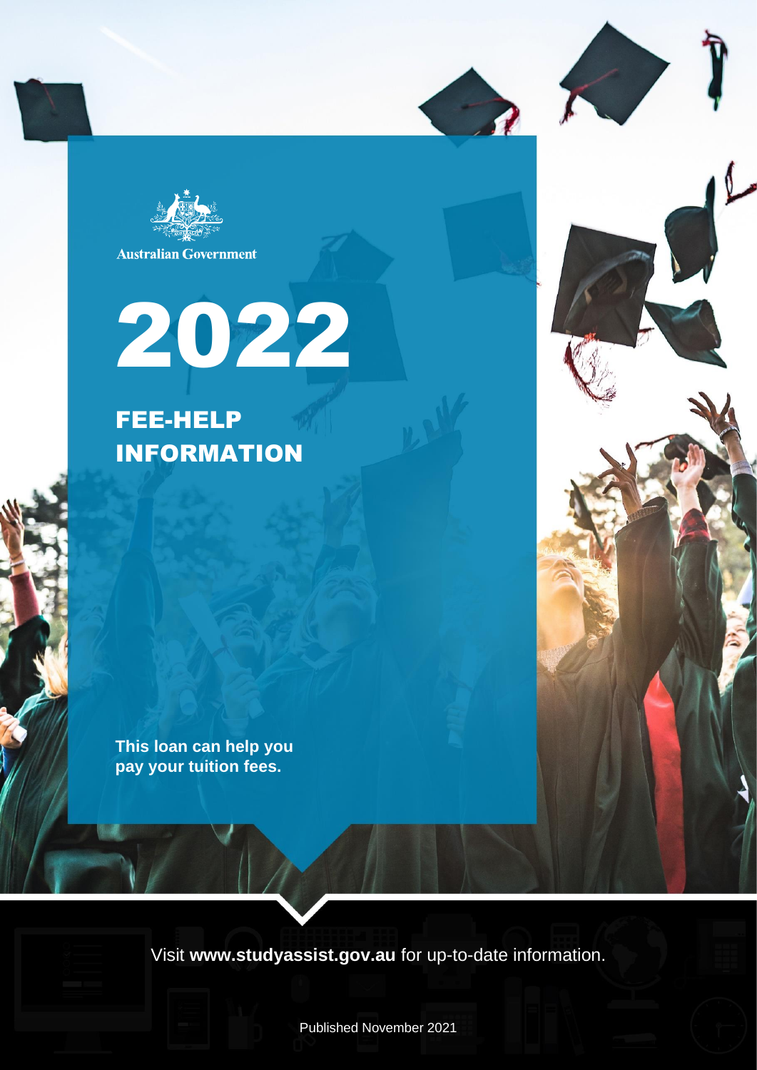Australian Government

# 2022

## FEE-HELP INFORMATION

**This loan can help you pay your tuition fees.**

Visit **www.studyassist.gov.au** for up-to-date information.

Published November 2021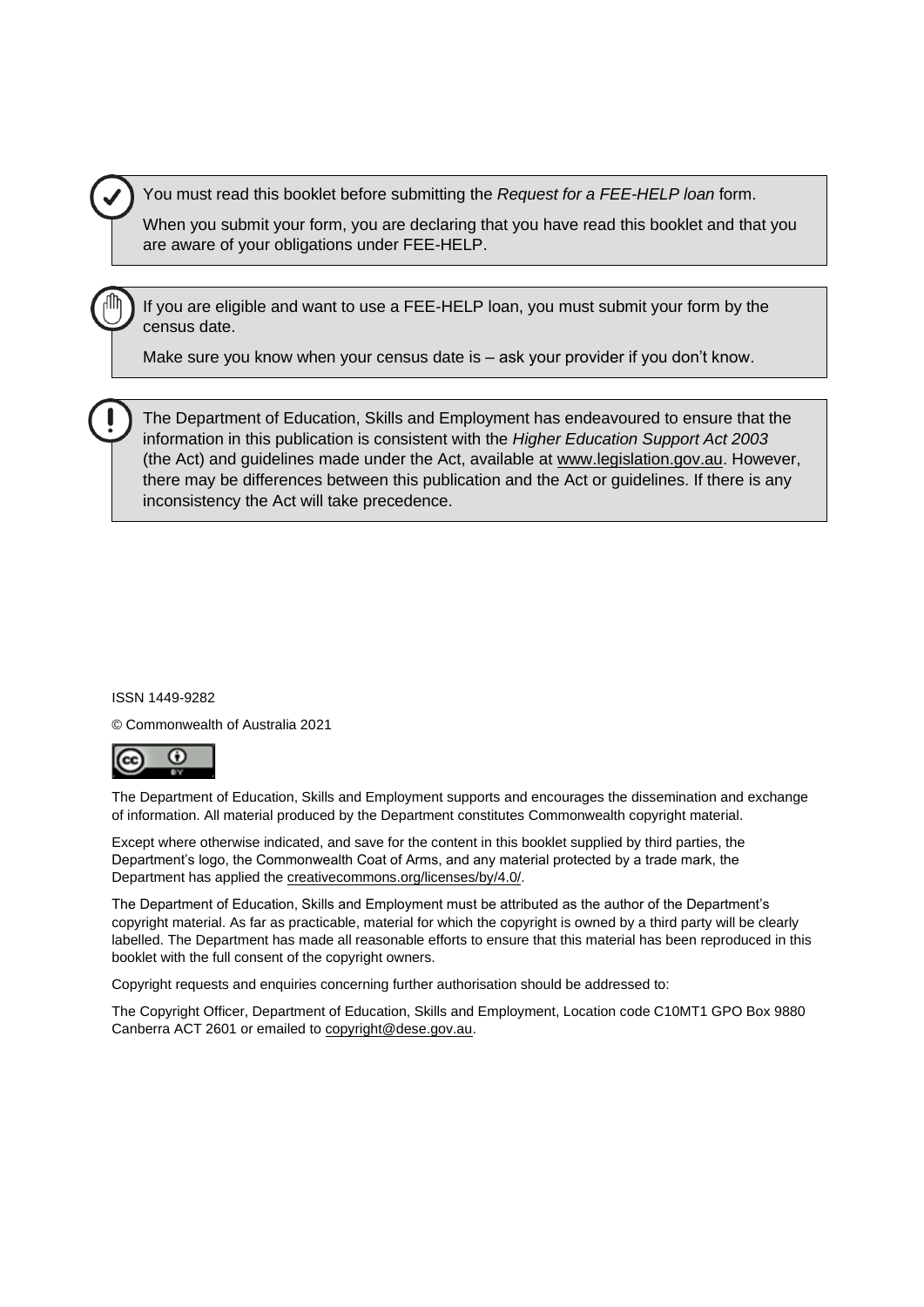> You must read this booklet before submitting the *Request for a FEE-HELP loan* form.
>
> When you submit your form, you are declaring that you have read this booklet and that you are aware of your obligations under FEE-HELP.

> If you are eligible and want to use a FEE-HELP loan, you must submit your form by the census date.
>
> Make sure you know when your census date is – ask your provider if you don't know.

> The Department of Education, Skills and Employment has endeavoured to ensure that the information in this publication is consistent with the *Higher Education Support Act 2003* (the Act) and guidelines made under the Act, available at www.legislation.gov.au. However, there may be differences between this publication and the Act or guidelines. If there is any inconsistency the Act will take precedence.

ISSN 1449-9282

© Commonwealth of Australia 2021

The Department of Education, Skills and Employment supports and encourages the dissemination and exchange of information. All material produced by the Department constitutes Commonwealth copyright material.

Except where otherwise indicated, and save for the content in this booklet supplied by third parties, the Department's logo, the Commonwealth Coat of Arms, and any material protected by a trade mark, the Department has applied the creativecommons.org/licenses/by/4.0/.

The Department of Education, Skills and Employment must be attributed as the author of the Department's copyright material. As far as practicable, material for which the copyright is owned by a third party will be clearly labelled. The Department has made all reasonable efforts to ensure that this material has been reproduced in this booklet with the full consent of the copyright owners.

Copyright requests and enquiries concerning further authorisation should be addressed to:

The Copyright Officer, Department of Education, Skills and Employment, Location code C10MT1 GPO Box 9880 Canberra ACT 2601 or emailed to copyright@dese.gov.au.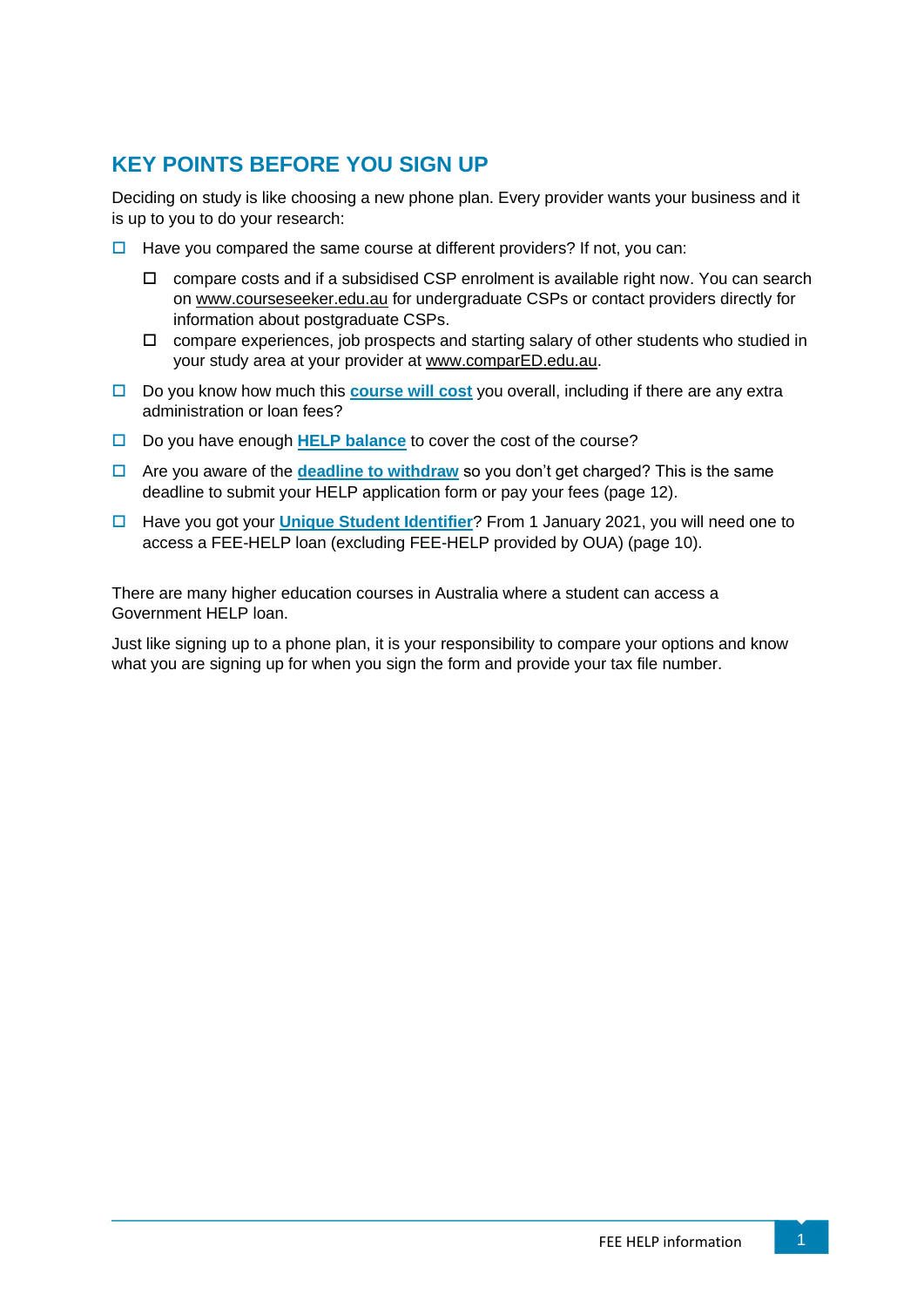## KEY POINTS BEFORE YOU SIGN UP

Deciding on study is like choosing a new phone plan. Every provider wants your business and it is up to you to do your research:

- ☐ Have you compared the same course at different providers? If not, you can:
  - ☐ compare costs and if a subsidised CSP enrolment is available right now. You can search on www.courseseeker.edu.au for undergraduate CSPs or contact providers directly for information about postgraduate CSPs.
  - ☐ compare experiences, job prospects and starting salary of other students who studied in your study area at your provider at www.comparED.edu.au.
- ☐ Do you know how much this **course will cost** you overall, including if there are any extra administration or loan fees?
- ☐ Do you have enough **HELP balance** to cover the cost of the course?
- ☐ Are you aware of the **deadline to withdraw** so you don't get charged? This is the same deadline to submit your HELP application form or pay your fees (page 12).
- ☐ Have you got your **Unique Student Identifier**? From 1 January 2021, you will need one to access a FEE-HELP loan (excluding FEE-HELP provided by OUA) (page 10).

There are many higher education courses in Australia where a student can access a Government HELP loan.

Just like signing up to a phone plan, it is your responsibility to compare your options and know what you are signing up for when you sign the form and provide your tax file number.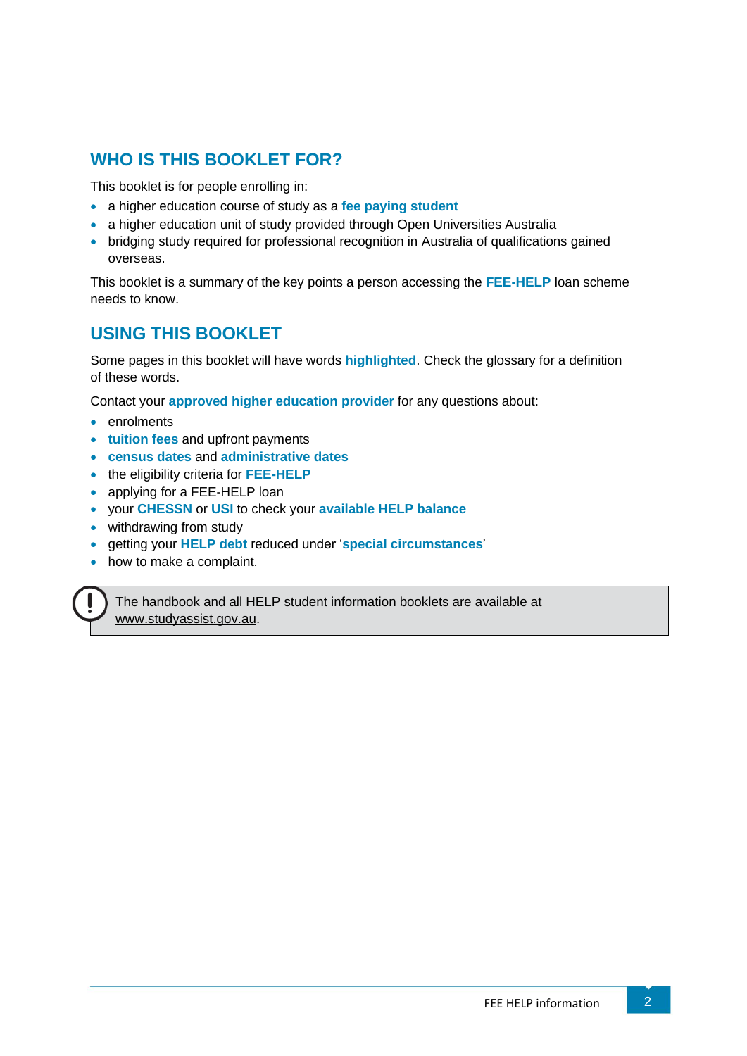## WHO IS THIS BOOKLET FOR?

This booklet is for people enrolling in:

- a higher education course of study as a **fee paying student**
- a higher education unit of study provided through Open Universities Australia
- bridging study required for professional recognition in Australia of qualifications gained overseas.

This booklet is a summary of the key points a person accessing the **FEE-HELP** loan scheme needs to know.

## USING THIS BOOKLET

Some pages in this booklet will have words **highlighted**. Check the glossary for a definition of these words.

Contact your **approved higher education provider** for any questions about:

- enrolments
- **tuition fees** and upfront payments
- **census dates** and **administrative dates**
- the eligibility criteria for **FEE-HELP**
- applying for a FEE-HELP loan
- your **CHESSN** or **USI** to check your **available HELP balance**
- withdrawing from study
- getting your **HELP debt** reduced under '**special circumstances**'
- how to make a complaint.

> The handbook and all HELP student information booklets are available at www.studyassist.gov.au.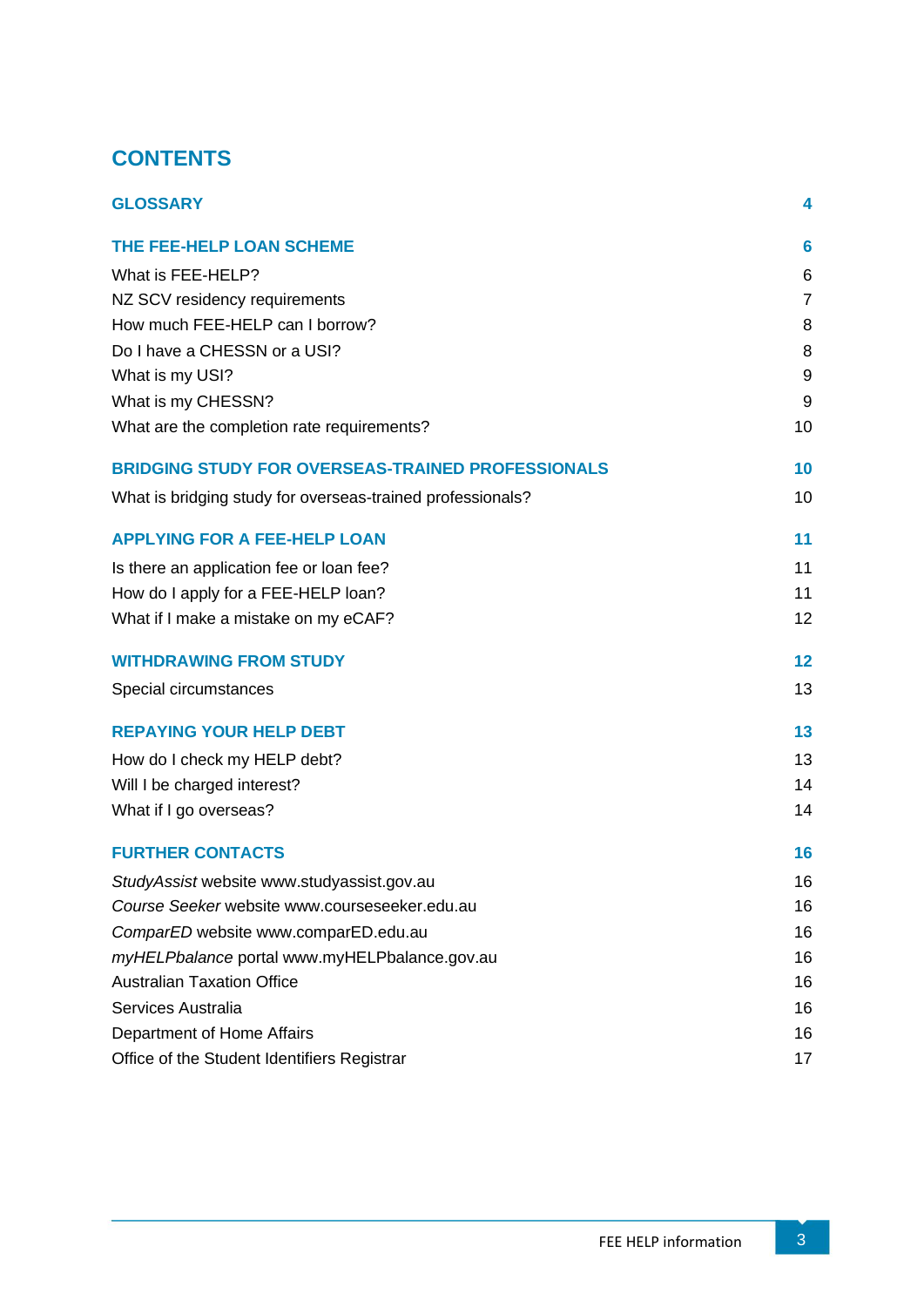# CONTENTS

| | |
|---|---|
| **GLOSSARY** | **4** |
| **THE FEE-HELP LOAN SCHEME** | **6** |
| What is FEE-HELP? | 6 |
| NZ SCV residency requirements | 7 |
| How much FEE-HELP can I borrow? | 8 |
| Do I have a CHESSN or a USI? | 8 |
| What is my USI? | 9 |
| What is my CHESSN? | 9 |
| What are the completion rate requirements? | 10 |
| **BRIDGING STUDY FOR OVERSEAS-TRAINED PROFESSIONALS** | **10** |
| What is bridging study for overseas-trained professionals? | 10 |
| **APPLYING FOR A FEE-HELP LOAN** | **11** |
| Is there an application fee or loan fee? | 11 |
| How do I apply for a FEE-HELP loan? | 11 |
| What if I make a mistake on my eCAF? | 12 |
| **WITHDRAWING FROM STUDY** | **12** |
| Special circumstances | 13 |
| **REPAYING YOUR HELP DEBT** | **13** |
| How do I check my HELP debt? | 13 |
| Will I be charged interest? | 14 |
| What if I go overseas? | 14 |
| **FURTHER CONTACTS** | **16** |
| *StudyAssist* website www.studyassist.gov.au | 16 |
| *Course Seeker* website www.courseseeker.edu.au | 16 |
| *ComparED* website www.comparED.edu.au | 16 |
| *myHELPbalance* portal www.myHELPbalance.gov.au | 16 |
| Australian Taxation Office | 16 |
| Services Australia | 16 |
| Department of Home Affairs | 16 |
| Office of the Student Identifiers Registrar | 17 |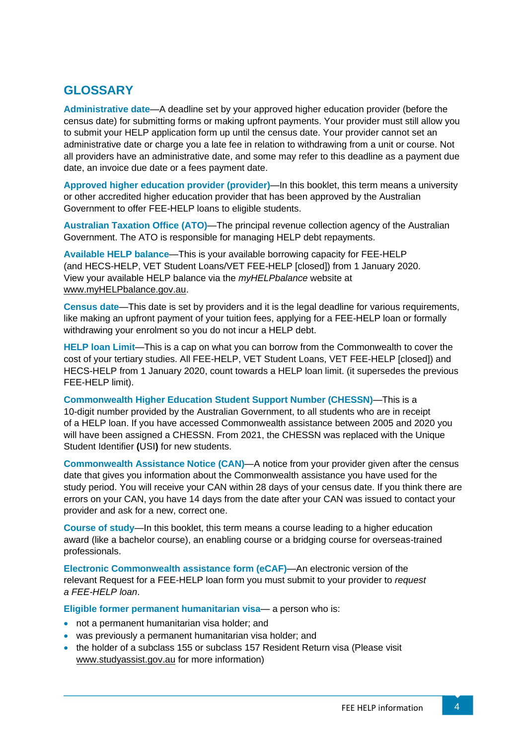## GLOSSARY

**Administrative date**—A deadline set by your approved higher education provider (before the census date) for submitting forms or making upfront payments. Your provider must still allow you to submit your HELP application form up until the census date. Your provider cannot set an administrative date or charge you a late fee in relation to withdrawing from a unit or course. Not all providers have an administrative date, and some may refer to this deadline as a payment due date, an invoice due date or a fees payment date.

**Approved higher education provider (provider)**—In this booklet, this term means a university or other accredited higher education provider that has been approved by the Australian Government to offer FEE-HELP loans to eligible students.

**Australian Taxation Office (ATO)**—The principal revenue collection agency of the Australian Government. The ATO is responsible for managing HELP debt repayments.

**Available HELP balance**—This is your available borrowing capacity for FEE-HELP (and HECS-HELP, VET Student Loans/VET FEE-HELP [closed]) from 1 January 2020. View your available HELP balance via the *myHELPbalance* website at www.myHELPbalance.gov.au.

**Census date**—This date is set by providers and it is the legal deadline for various requirements, like making an upfront payment of your tuition fees, applying for a FEE-HELP loan or formally withdrawing your enrolment so you do not incur a HELP debt.

**HELP loan Limit**—This is a cap on what you can borrow from the Commonwealth to cover the cost of your tertiary studies. All FEE-HELP, VET Student Loans, VET FEE-HELP [closed]) and HECS-HELP from 1 January 2020, count towards a HELP loan limit. (it supersedes the previous FEE-HELP limit).

**Commonwealth Higher Education Student Support Number (CHESSN)**—This is a 10-digit number provided by the Australian Government, to all students who are in receipt of a HELP loan. If you have accessed Commonwealth assistance between 2005 and 2020 you will have been assigned a CHESSN. From 2021, the CHESSN was replaced with the Unique Student Identifier **(**USI**)** for new students.

**Commonwealth Assistance Notice (CAN)**—A notice from your provider given after the census date that gives you information about the Commonwealth assistance you have used for the study period. You will receive your CAN within 28 days of your census date. If you think there are errors on your CAN, you have 14 days from the date after your CAN was issued to contact your provider and ask for a new, correct one.

**Course of study**—In this booklet, this term means a course leading to a higher education award (like a bachelor course), an enabling course or a bridging course for overseas-trained professionals.

**Electronic Commonwealth assistance form (eCAF)**—An electronic version of the relevant Request for a FEE-HELP loan form you must submit to your provider to *request a FEE-HELP loan*.

**Eligible former permanent humanitarian visa**— a person who is:

- not a permanent humanitarian visa holder; and
- was previously a permanent humanitarian visa holder; and
- the holder of a subclass 155 or subclass 157 Resident Return visa (Please visit www.studyassist.gov.au for more information)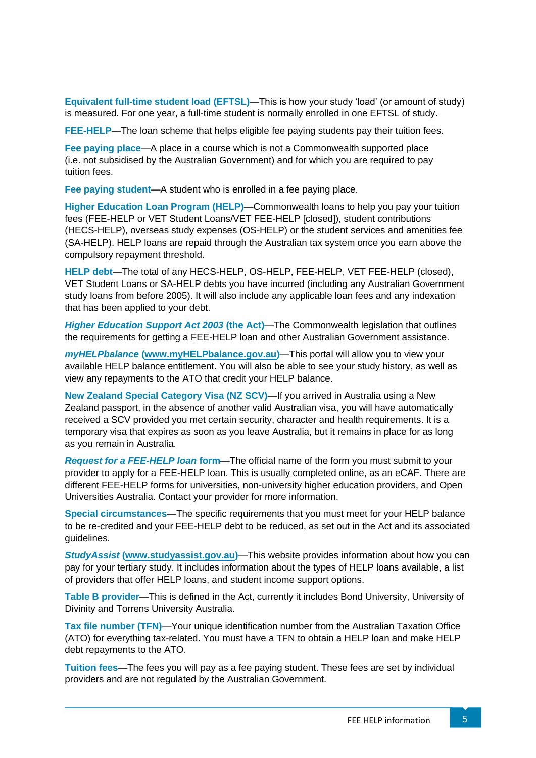**Equivalent full-time student load (EFTSL)**—This is how your study 'load' (or amount of study) is measured. For one year, a full-time student is normally enrolled in one EFTSL of study.

**FEE-HELP**—The loan scheme that helps eligible fee paying students pay their tuition fees.

**Fee paying place**—A place in a course which is not a Commonwealth supported place (i.e. not subsidised by the Australian Government) and for which you are required to pay tuition fees.

**Fee paying student**—A student who is enrolled in a fee paying place.

**Higher Education Loan Program (HELP)**—Commonwealth loans to help you pay your tuition fees (FEE-HELP or VET Student Loans/VET FEE-HELP [closed]), student contributions (HECS-HELP), overseas study expenses (OS-HELP) or the student services and amenities fee (SA-HELP). HELP loans are repaid through the Australian tax system once you earn above the compulsory repayment threshold.

**HELP debt**—The total of any HECS-HELP, OS-HELP, FEE-HELP, VET FEE-HELP (closed), VET Student Loans or SA-HELP debts you have incurred (including any Australian Government study loans from before 2005). It will also include any applicable loan fees and any indexation that has been applied to your debt.

***Higher Education Support Act 2003* (the Act)**—The Commonwealth legislation that outlines the requirements for getting a FEE-HELP loan and other Australian Government assistance.

***myHELPbalance* (www.myHELPbalance.gov.au)**—This portal will allow you to view your available HELP balance entitlement. You will also be able to see your study history, as well as view any repayments to the ATO that credit your HELP balance.

**New Zealand Special Category Visa (NZ SCV)**—If you arrived in Australia using a New Zealand passport, in the absence of another valid Australian visa, you will have automatically received a SCV provided you met certain security, character and health requirements. It is a temporary visa that expires as soon as you leave Australia, but it remains in place for as long as you remain in Australia.

***Request for a FEE-HELP loan* form**—The official name of the form you must submit to your provider to apply for a FEE-HELP loan. This is usually completed online, as an eCAF. There are different FEE-HELP forms for universities, non-university higher education providers, and Open Universities Australia. Contact your provider for more information.

**Special circumstances**—The specific requirements that you must meet for your HELP balance to be re-credited and your FEE-HELP debt to be reduced, as set out in the Act and its associated guidelines.

***StudyAssist* (www.studyassist.gov.au)**—This website provides information about how you can pay for your tertiary study. It includes information about the types of HELP loans available, a list of providers that offer HELP loans, and student income support options.

**Table B provider**—This is defined in the Act, currently it includes Bond University, University of Divinity and Torrens University Australia.

**Tax file number (TFN)**—Your unique identification number from the Australian Taxation Office (ATO) for everything tax-related. You must have a TFN to obtain a HELP loan and make HELP debt repayments to the ATO.

**Tuition fees**—The fees you will pay as a fee paying student. These fees are set by individual providers and are not regulated by the Australian Government.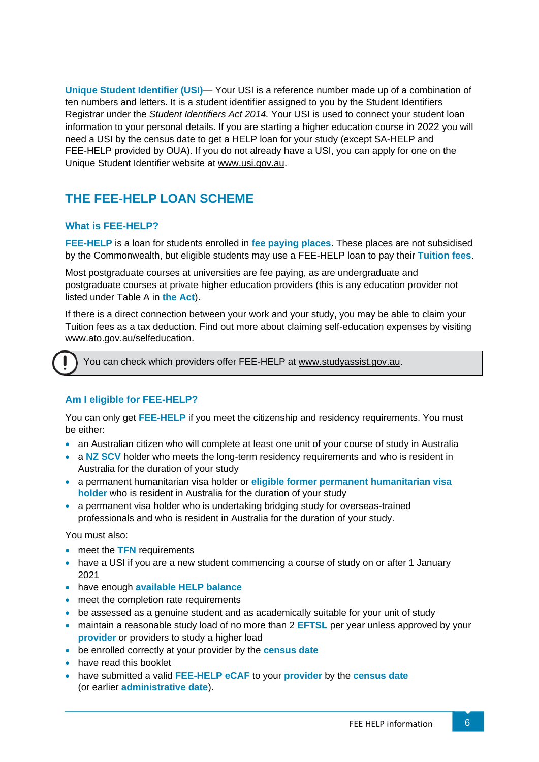**Unique Student Identifier (USI)**— Your USI is a reference number made up of a combination of ten numbers and letters. It is a student identifier assigned to you by the Student Identifiers Registrar under the *Student Identifiers Act 2014.* Your USI is used to connect your student loan information to your personal details. If you are starting a higher education course in 2022 you will need a USI by the census date to get a HELP loan for your study (except SA-HELP and FEE-HELP provided by OUA). If you do not already have a USI, you can apply for one on the Unique Student Identifier website at www.usi.gov.au.

## THE FEE-HELP LOAN SCHEME

### What is FEE-HELP?

**FEE-HELP** is a loan for students enrolled in **fee paying places**. These places are not subsidised by the Commonwealth, but eligible students may use a FEE-HELP loan to pay their **Tuition fees**.

Most postgraduate courses at universities are fee paying, as are undergraduate and postgraduate courses at private higher education providers (this is any education provider not listed under Table A in **the Act**).

If there is a direct connection between your work and your study, you may be able to claim your Tuition fees as a tax deduction. Find out more about claiming self-education expenses by visiting www.ato.gov.au/selfeducation.

> You can check which providers offer FEE-HELP at www.studyassist.gov.au.

### Am I eligible for FEE-HELP?

You can only get **FEE-HELP** if you meet the citizenship and residency requirements. You must be either:

- an Australian citizen who will complete at least one unit of your course of study in Australia
- a **NZ SCV** holder who meets the long-term residency requirements and who is resident in Australia for the duration of your study
- a permanent humanitarian visa holder or **eligible former permanent humanitarian visa holder** who is resident in Australia for the duration of your study
- a permanent visa holder who is undertaking bridging study for overseas-trained professionals and who is resident in Australia for the duration of your study.

You must also:

- meet the **TFN** requirements
- have a USI if you are a new student commencing a course of study on or after 1 January 2021
- have enough **available HELP balance**
- meet the completion rate requirements
- be assessed as a genuine student and as academically suitable for your unit of study
- maintain a reasonable study load of no more than 2 **EFTSL** per year unless approved by your **provider** or providers to study a higher load
- be enrolled correctly at your provider by the **census date**
- have read this booklet
- have submitted a valid **FEE-HELP eCAF** to your **provider** by the **census date** (or earlier **administrative date**).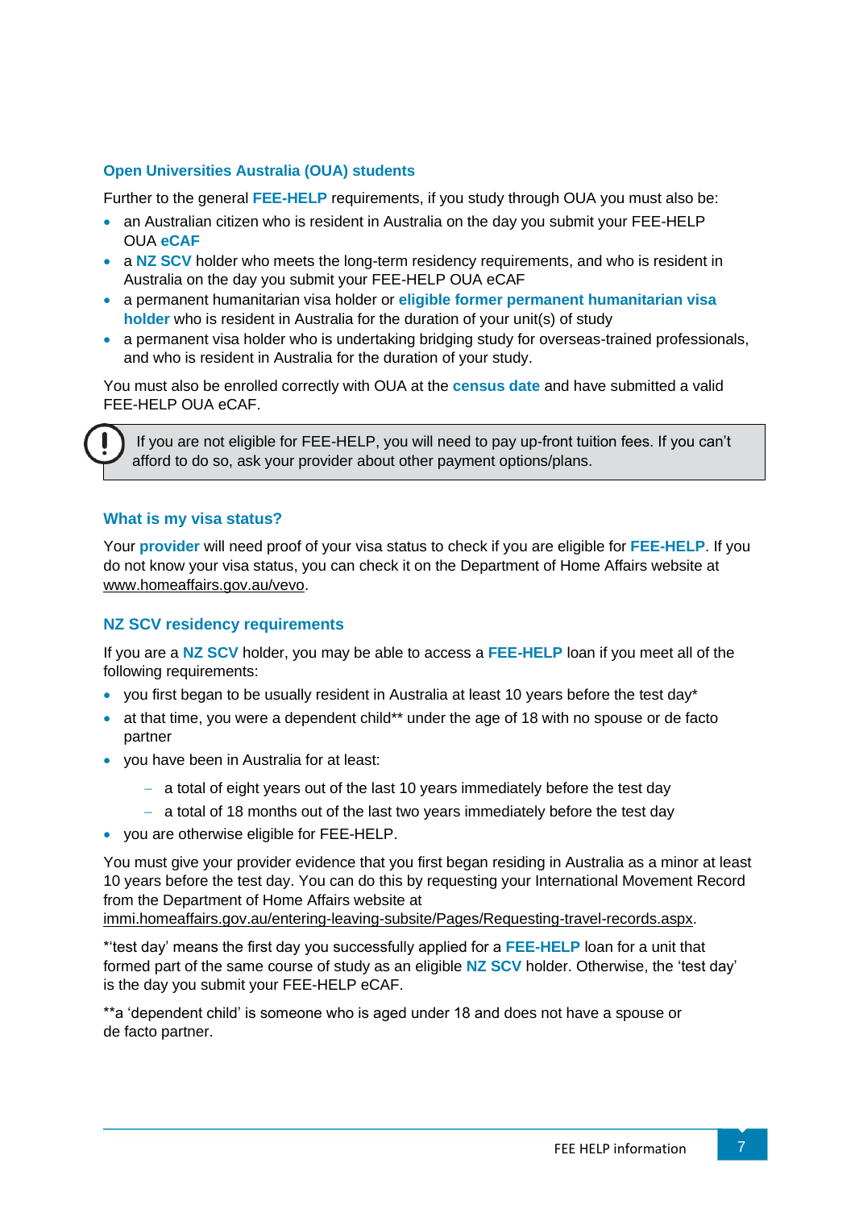### Open Universities Australia (OUA) students

Further to the general **FEE-HELP** requirements, if you study through OUA you must also be:

- an Australian citizen who is resident in Australia on the day you submit your FEE-HELP OUA **eCAF**
- a **NZ SCV** holder who meets the long-term residency requirements, and who is resident in Australia on the day you submit your FEE-HELP OUA eCAF
- a permanent humanitarian visa holder or **eligible former permanent humanitarian visa holder** who is resident in Australia for the duration of your unit(s) of study
- a permanent visa holder who is undertaking bridging study for overseas-trained professionals, and who is resident in Australia for the duration of your study.

You must also be enrolled correctly with OUA at the **census date** and have submitted a valid FEE-HELP OUA eCAF.

> If you are not eligible for FEE-HELP, you will need to pay up-front tuition fees. If you can't afford to do so, ask your provider about other payment options/plans.

### What is my visa status?

Your **provider** will need proof of your visa status to check if you are eligible for **FEE-HELP**. If you do not know your visa status, you can check it on the Department of Home Affairs website at www.homeaffairs.gov.au/vevo.

### NZ SCV residency requirements

If you are a **NZ SCV** holder, you may be able to access a **FEE-HELP** loan if you meet all of the following requirements:

- you first began to be usually resident in Australia at least 10 years before the test day*
- at that time, you were a dependent child** under the age of 18 with no spouse or de facto partner
- you have been in Australia for at least:
  - a total of eight years out of the last 10 years immediately before the test day
  - a total of 18 months out of the last two years immediately before the test day
- you are otherwise eligible for FEE-HELP.

You must give your provider evidence that you first began residing in Australia as a minor at least 10 years before the test day. You can do this by requesting your International Movement Record from the Department of Home Affairs website at immi.homeaffairs.gov.au/entering-leaving-subsite/Pages/Requesting-travel-records.aspx.

*'test day' means the first day you successfully applied for a **FEE-HELP** loan for a unit that formed part of the same course of study as an eligible **NZ SCV** holder. Otherwise, the 'test day' is the day you submit your FEE-HELP eCAF.

**a 'dependent child' is someone who is aged under 18 and does not have a spouse or de facto partner.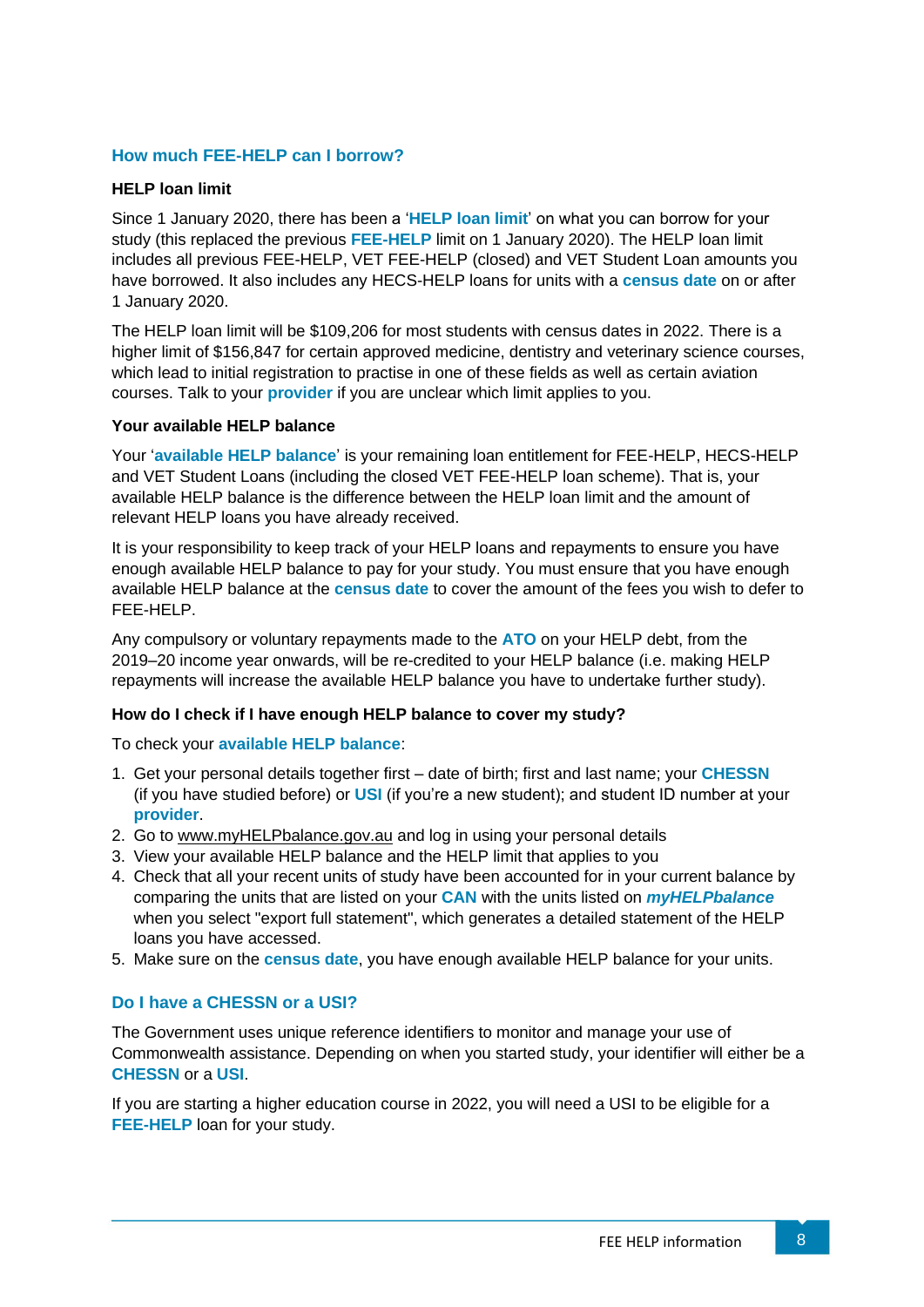## How much FEE-HELP can I borrow?

### HELP loan limit

Since 1 January 2020, there has been a '**HELP loan limit**' on what you can borrow for your study (this replaced the previous **FEE-HELP** limit on 1 January 2020). The HELP loan limit includes all previous FEE-HELP, VET FEE-HELP (closed) and VET Student Loan amounts you have borrowed. It also includes any HECS-HELP loans for units with a **census date** on or after 1 January 2020.

The HELP loan limit will be $109,206 for most students with census dates in 2022. There is a higher limit of $156,847 for certain approved medicine, dentistry and veterinary science courses, which lead to initial registration to practise in one of these fields as well as certain aviation courses. Talk to your **provider** if you are unclear which limit applies to you.

### Your available HELP balance

Your '**available HELP balance**' is your remaining loan entitlement for FEE-HELP, HECS-HELP and VET Student Loans (including the closed VET FEE-HELP loan scheme). That is, your available HELP balance is the difference between the HELP loan limit and the amount of relevant HELP loans you have already received.

It is your responsibility to keep track of your HELP loans and repayments to ensure you have enough available HELP balance to pay for your study. You must ensure that you have enough available HELP balance at the **census date** to cover the amount of the fees you wish to defer to FEE-HELP.

Any compulsory or voluntary repayments made to the **ATO** on your HELP debt, from the 2019–20 income year onwards, will be re-credited to your HELP balance (i.e. making HELP repayments will increase the available HELP balance you have to undertake further study).

### How do I check if I have enough HELP balance to cover my study?

To check your **available HELP balance**:

1. Get your personal details together first – date of birth; first and last name; your **CHESSN** (if you have studied before) or **USI** (if you're a new student); and student ID number at your **provider**.
2. Go to www.myHELPbalance.gov.au and log in using your personal details
3. View your available HELP balance and the HELP limit that applies to you
4. Check that all your recent units of study have been accounted for in your current balance by comparing the units that are listed on your **CAN** with the units listed on ***myHELPbalance*** when you select "export full statement", which generates a detailed statement of the HELP loans you have accessed.
5. Make sure on the **census date**, you have enough available HELP balance for your units.

## Do I have a CHESSN or a USI?

The Government uses unique reference identifiers to monitor and manage your use of Commonwealth assistance. Depending on when you started study, your identifier will either be a **CHESSN** or a **USI**.

If you are starting a higher education course in 2022, you will need a USI to be eligible for a **FEE-HELP** loan for your study.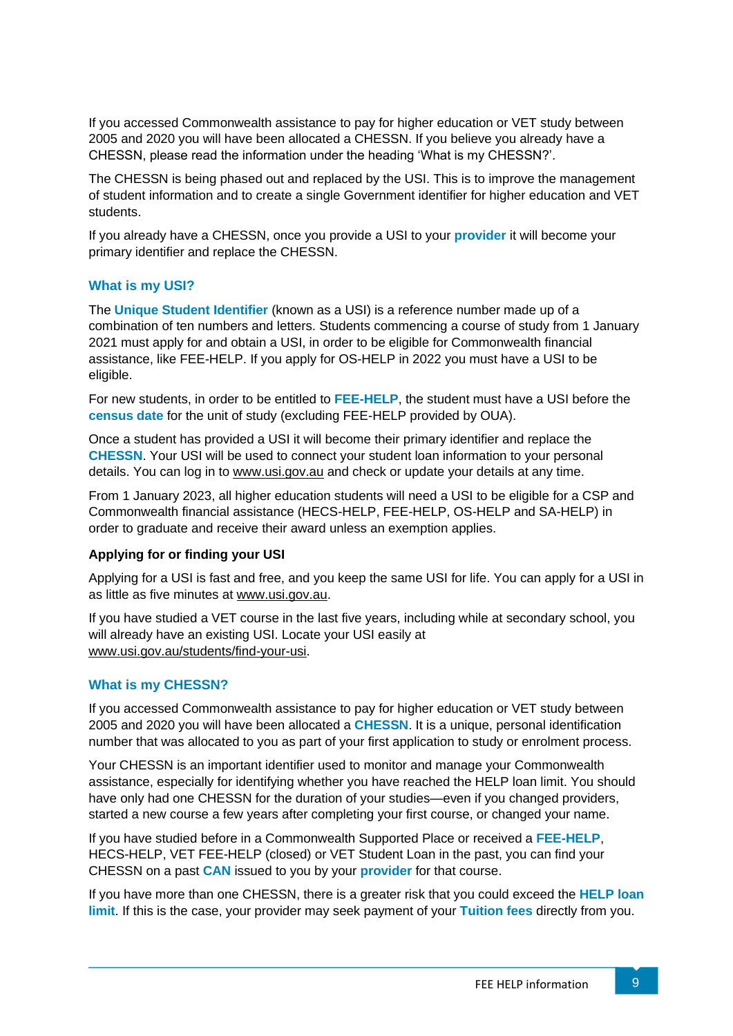If you accessed Commonwealth assistance to pay for higher education or VET study between 2005 and 2020 you will have been allocated a CHESSN. If you believe you already have a CHESSN, please read the information under the heading 'What is my CHESSN?'.

The CHESSN is being phased out and replaced by the USI. This is to improve the management of student information and to create a single Government identifier for higher education and VET students.

If you already have a CHESSN, once you provide a USI to your **provider** it will become your primary identifier and replace the CHESSN.

## What is my USI?

The **Unique Student Identifier** (known as a USI) is a reference number made up of a combination of ten numbers and letters. Students commencing a course of study from 1 January 2021 must apply for and obtain a USI, in order to be eligible for Commonwealth financial assistance, like FEE-HELP. If you apply for OS-HELP in 2022 you must have a USI to be eligible.

For new students, in order to be entitled to **FEE-HELP**, the student must have a USI before the **census date** for the unit of study (excluding FEE-HELP provided by OUA).

Once a student has provided a USI it will become their primary identifier and replace the **CHESSN**. Your USI will be used to connect your student loan information to your personal details. You can log in to www.usi.gov.au and check or update your details at any time.

From 1 January 2023, all higher education students will need a USI to be eligible for a CSP and Commonwealth financial assistance (HECS-HELP, FEE-HELP, OS-HELP and SA-HELP) in order to graduate and receive their award unless an exemption applies.

### Applying for or finding your USI

Applying for a USI is fast and free, and you keep the same USI for life. You can apply for a USI in as little as five minutes at www.usi.gov.au.

If you have studied a VET course in the last five years, including while at secondary school, you will already have an existing USI. Locate your USI easily at www.usi.gov.au/students/find-your-usi.

## What is my CHESSN?

If you accessed Commonwealth assistance to pay for higher education or VET study between 2005 and 2020 you will have been allocated a **CHESSN**. It is a unique, personal identification number that was allocated to you as part of your first application to study or enrolment process.

Your CHESSN is an important identifier used to monitor and manage your Commonwealth assistance, especially for identifying whether you have reached the HELP loan limit. You should have only had one CHESSN for the duration of your studies—even if you changed providers, started a new course a few years after completing your first course, or changed your name.

If you have studied before in a Commonwealth Supported Place or received a **FEE-HELP**, HECS-HELP, VET FEE-HELP (closed) or VET Student Loan in the past, you can find your CHESSN on a past **CAN** issued to you by your **provider** for that course.

If you have more than one CHESSN, there is a greater risk that you could exceed the **HELP loan limit**. If this is the case, your provider may seek payment of your **Tuition fees** directly from you.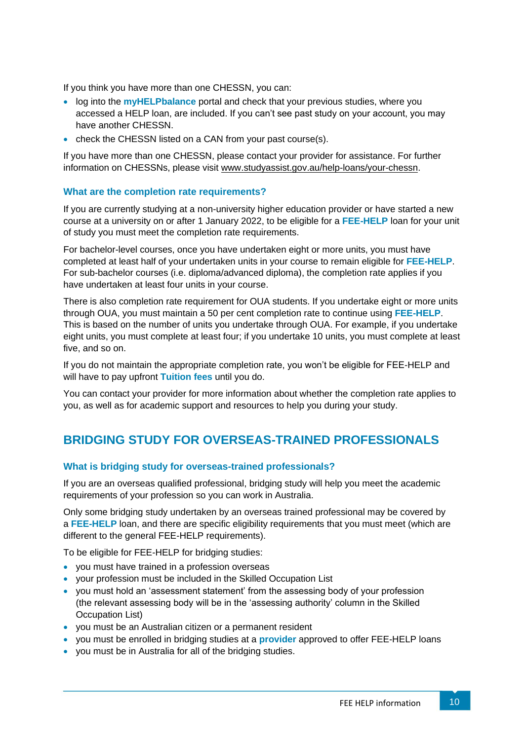If you think you have more than one CHESSN, you can:

- log into the **myHELPbalance** portal and check that your previous studies, where you accessed a HELP loan, are included. If you can't see past study on your account, you may have another CHESSN.
- check the CHESSN listed on a CAN from your past course(s).

If you have more than one CHESSN, please contact your provider for assistance. For further information on CHESSNs, please visit www.studyassist.gov.au/help-loans/your-chessn.

### What are the completion rate requirements?

If you are currently studying at a non-university higher education provider or have started a new course at a university on or after 1 January 2022, to be eligible for a **FEE-HELP** loan for your unit of study you must meet the completion rate requirements.

For bachelor-level courses, once you have undertaken eight or more units, you must have completed at least half of your undertaken units in your course to remain eligible for **FEE-HELP**. For sub-bachelor courses (i.e. diploma/advanced diploma), the completion rate applies if you have undertaken at least four units in your course.

There is also completion rate requirement for OUA students. If you undertake eight or more units through OUA, you must maintain a 50 per cent completion rate to continue using **FEE-HELP**. This is based on the number of units you undertake through OUA. For example, if you undertake eight units, you must complete at least four; if you undertake 10 units, you must complete at least five, and so on.

If you do not maintain the appropriate completion rate, you won't be eligible for FEE-HELP and will have to pay upfront **Tuition fees** until you do.

You can contact your provider for more information about whether the completion rate applies to you, as well as for academic support and resources to help you during your study.

## BRIDGING STUDY FOR OVERSEAS-TRAINED PROFESSIONALS

### What is bridging study for overseas-trained professionals?

If you are an overseas qualified professional, bridging study will help you meet the academic requirements of your profession so you can work in Australia.

Only some bridging study undertaken by an overseas trained professional may be covered by a **FEE-HELP** loan, and there are specific eligibility requirements that you must meet (which are different to the general FEE-HELP requirements).

To be eligible for FEE-HELP for bridging studies:

- you must have trained in a profession overseas
- your profession must be included in the Skilled Occupation List
- you must hold an 'assessment statement' from the assessing body of your profession (the relevant assessing body will be in the 'assessing authority' column in the Skilled Occupation List)
- you must be an Australian citizen or a permanent resident
- you must be enrolled in bridging studies at a **provider** approved to offer FEE-HELP loans
- you must be in Australia for all of the bridging studies.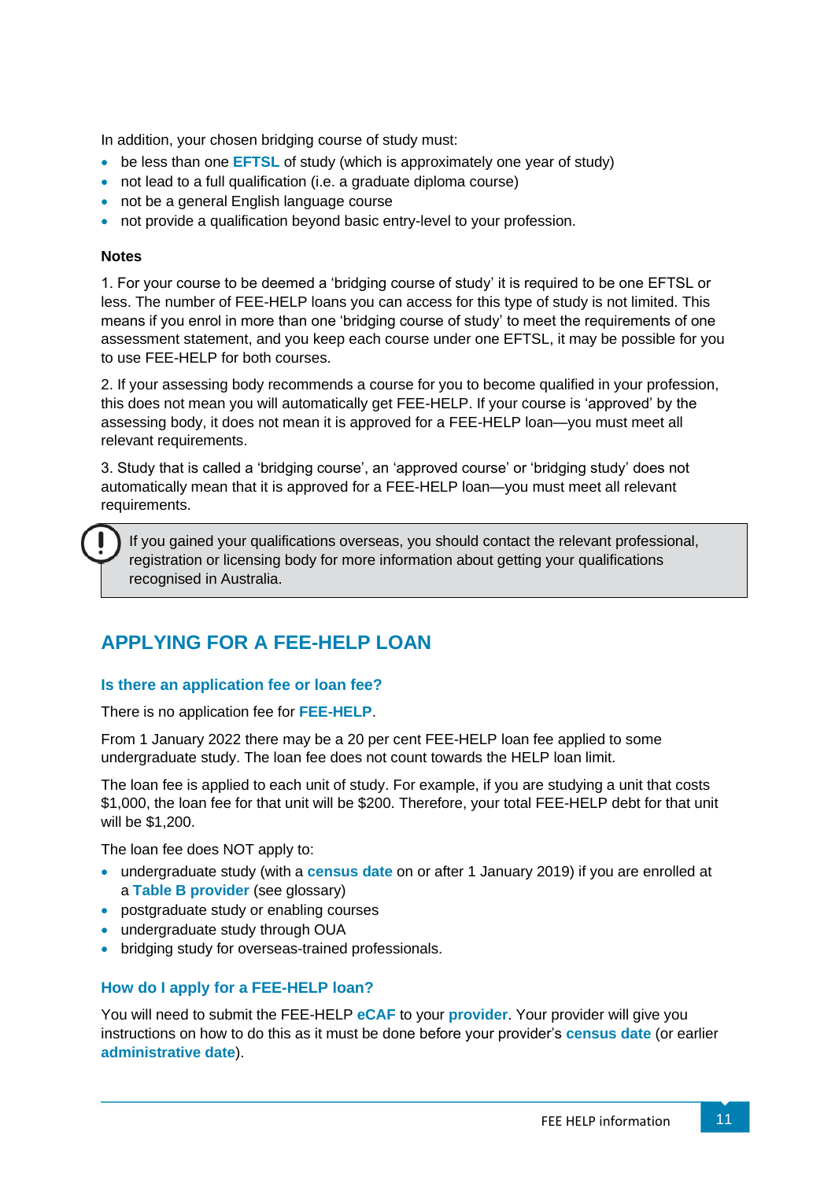In addition, your chosen bridging course of study must:

- be less than one **EFTSL** of study (which is approximately one year of study)
- not lead to a full qualification (i.e. a graduate diploma course)
- not be a general English language course
- not provide a qualification beyond basic entry-level to your profession.

**Notes**

1. For your course to be deemed a 'bridging course of study' it is required to be one EFTSL or less. The number of FEE-HELP loans you can access for this type of study is not limited. This means if you enrol in more than one 'bridging course of study' to meet the requirements of one assessment statement, and you keep each course under one EFTSL, it may be possible for you to use FEE-HELP for both courses.

2. If your assessing body recommends a course for you to become qualified in your profession, this does not mean you will automatically get FEE-HELP. If your course is 'approved' by the assessing body, it does not mean it is approved for a FEE-HELP loan—you must meet all relevant requirements.

3. Study that is called a 'bridging course', an 'approved course' or 'bridging study' does not automatically mean that it is approved for a FEE-HELP loan—you must meet all relevant requirements.

> If you gained your qualifications overseas, you should contact the relevant professional, registration or licensing body for more information about getting your qualifications recognised in Australia.

## APPLYING FOR A FEE-HELP LOAN

### Is there an application fee or loan fee?

There is no application fee for **FEE-HELP**.

From 1 January 2022 there may be a 20 per cent FEE-HELP loan fee applied to some undergraduate study. The loan fee does not count towards the HELP loan limit.

The loan fee is applied to each unit of study. For example, if you are studying a unit that costs $1,000, the loan fee for that unit will be $200. Therefore, your total FEE-HELP debt for that unit will be $1,200.

The loan fee does NOT apply to:

- undergraduate study (with a **census date** on or after 1 January 2019) if you are enrolled at a **Table B provider** (see glossary)
- postgraduate study or enabling courses
- undergraduate study through OUA
- bridging study for overseas-trained professionals.

### How do I apply for a FEE-HELP loan?

You will need to submit the FEE-HELP **eCAF** to your **provider**. Your provider will give you instructions on how to do this as it must be done before your provider's **census date** (or earlier **administrative date**).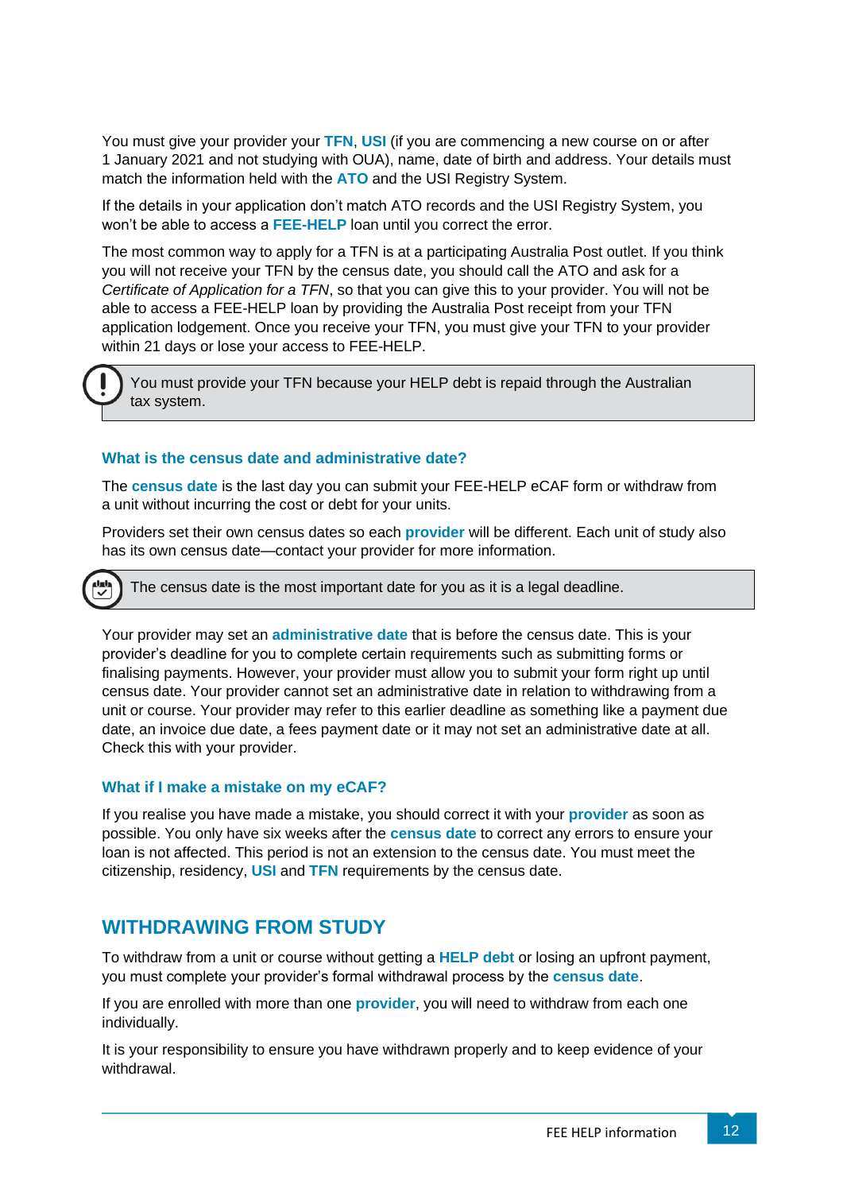You must give your provider your **TFN**, **USI** (if you are commencing a new course on or after 1 January 2021 and not studying with OUA), name, date of birth and address. Your details must match the information held with the **ATO** and the USI Registry System.

If the details in your application don't match ATO records and the USI Registry System, you won't be able to access a **FEE-HELP** loan until you correct the error.

The most common way to apply for a TFN is at a participating Australia Post outlet. If you think you will not receive your TFN by the census date, you should call the ATO and ask for a *Certificate of Application for a TFN*, so that you can give this to your provider. You will not be able to access a FEE-HELP loan by providing the Australia Post receipt from your TFN application lodgement. Once you receive your TFN, you must give your TFN to your provider within 21 days or lose your access to FEE-HELP.

> You must provide your TFN because your HELP debt is repaid through the Australian tax system.

### What is the census date and administrative date?

The **census date** is the last day you can submit your FEE-HELP eCAF form or withdraw from a unit without incurring the cost or debt for your units.

Providers set their own census dates so each **provider** will be different. Each unit of study also has its own census date—contact your provider for more information.

> The census date is the most important date for you as it is a legal deadline.

Your provider may set an **administrative date** that is before the census date. This is your provider's deadline for you to complete certain requirements such as submitting forms or finalising payments. However, your provider must allow you to submit your form right up until census date. Your provider cannot set an administrative date in relation to withdrawing from a unit or course. Your provider may refer to this earlier deadline as something like a payment due date, an invoice due date, a fees payment date or it may not set an administrative date at all. Check this with your provider.

### What if I make a mistake on my eCAF?

If you realise you have made a mistake, you should correct it with your **provider** as soon as possible. You only have six weeks after the **census date** to correct any errors to ensure your loan is not affected. This period is not an extension to the census date. You must meet the citizenship, residency, **USI** and **TFN** requirements by the census date.

## WITHDRAWING FROM STUDY

To withdraw from a unit or course without getting a **HELP debt** or losing an upfront payment, you must complete your provider's formal withdrawal process by the **census date**.

If you are enrolled with more than one **provider**, you will need to withdraw from each one individually.

It is your responsibility to ensure you have withdrawn properly and to keep evidence of your withdrawal.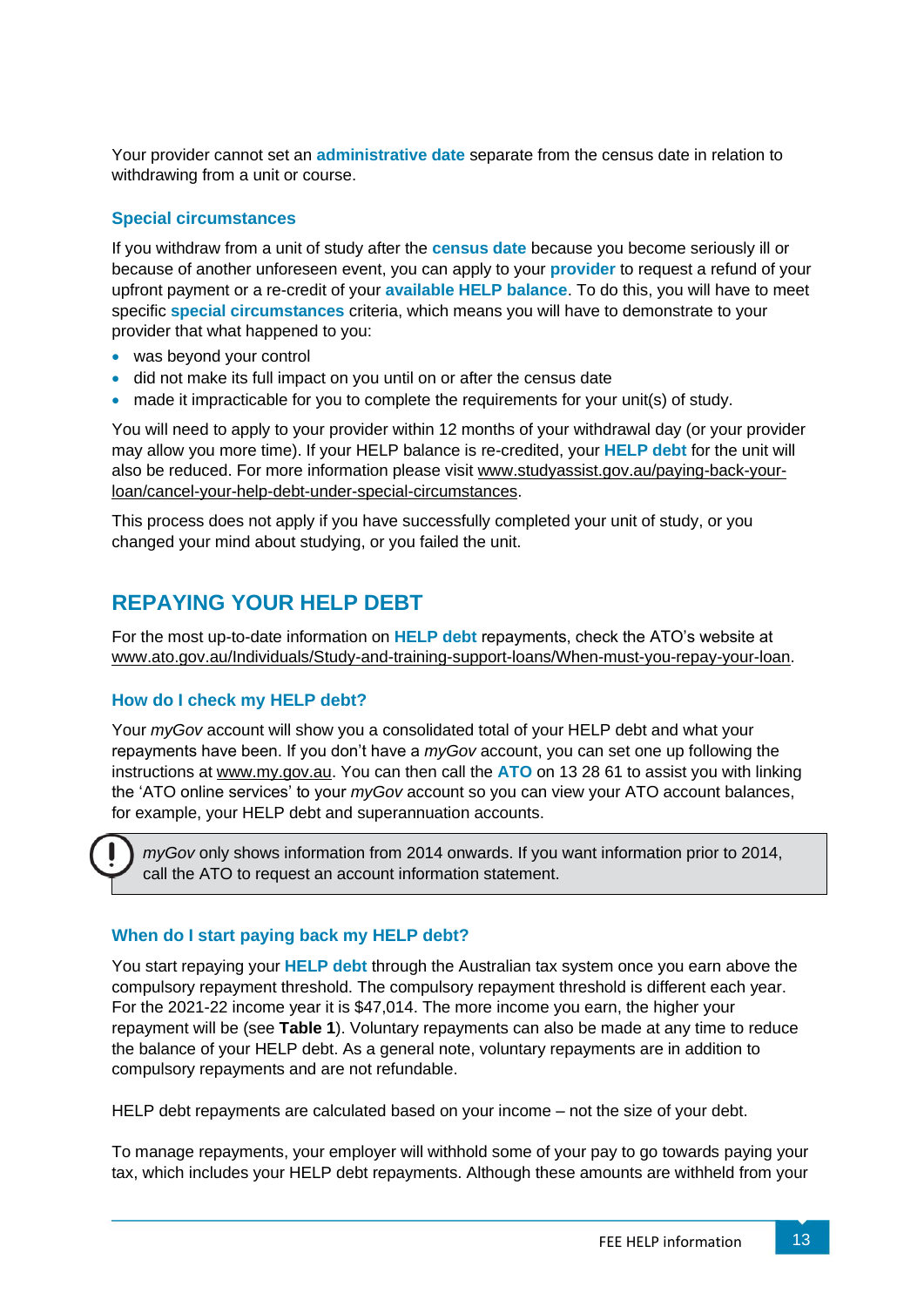Your provider cannot set an **administrative date** separate from the census date in relation to withdrawing from a unit or course.

### Special circumstances

If you withdraw from a unit of study after the **census date** because you become seriously ill or because of another unforeseen event, you can apply to your **provider** to request a refund of your upfront payment or a re-credit of your **available HELP balance**. To do this, you will have to meet specific **special circumstances** criteria, which means you will have to demonstrate to your provider that what happened to you:

- was beyond your control
- did not make its full impact on you until on or after the census date
- made it impracticable for you to complete the requirements for your unit(s) of study.

You will need to apply to your provider within 12 months of your withdrawal day (or your provider may allow you more time). If your HELP balance is re-credited, your **HELP debt** for the unit will also be reduced. For more information please visit www.studyassist.gov.au/paying-back-your-loan/cancel-your-help-debt-under-special-circumstances.

This process does not apply if you have successfully completed your unit of study, or you changed your mind about studying, or you failed the unit.

## REPAYING YOUR HELP DEBT

For the most up-to-date information on **HELP debt** repayments, check the ATO's website at www.ato.gov.au/Individuals/Study-and-training-support-loans/When-must-you-repay-your-loan.

### How do I check my HELP debt?

Your *myGov* account will show you a consolidated total of your HELP debt and what your repayments have been. If you don't have a *myGov* account, you can set one up following the instructions at www.my.gov.au. You can then call the **ATO** on 13 28 61 to assist you with linking the 'ATO online services' to your *myGov* account so you can view your ATO account balances, for example, your HELP debt and superannuation accounts.

> *myGov* only shows information from 2014 onwards. If you want information prior to 2014, call the ATO to request an account information statement.

### When do I start paying back my HELP debt?

You start repaying your **HELP debt** through the Australian tax system once you earn above the compulsory repayment threshold. The compulsory repayment threshold is different each year. For the 2021-22 income year it is $47,014. The more income you earn, the higher your repayment will be (see **Table 1**). Voluntary repayments can also be made at any time to reduce the balance of your HELP debt. As a general note, voluntary repayments are in addition to compulsory repayments and are not refundable.

HELP debt repayments are calculated based on your income – not the size of your debt.

To manage repayments, your employer will withhold some of your pay to go towards paying your tax, which includes your HELP debt repayments. Although these amounts are withheld from your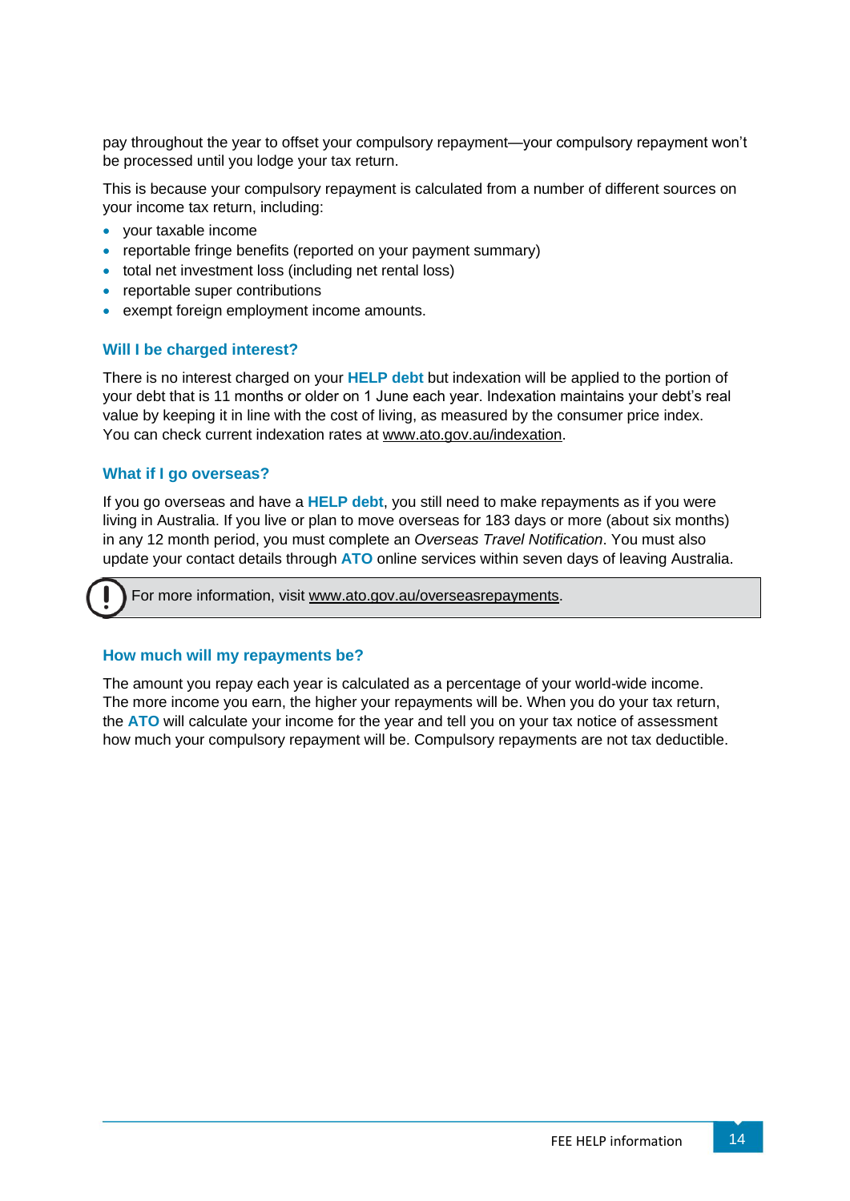pay throughout the year to offset your compulsory repayment—your compulsory repayment won't be processed until you lodge your tax return.

This is because your compulsory repayment is calculated from a number of different sources on your income tax return, including:

- your taxable income
- reportable fringe benefits (reported on your payment summary)
- total net investment loss (including net rental loss)
- reportable super contributions
- exempt foreign employment income amounts.

### Will I be charged interest?

There is no interest charged on your **HELP debt** but indexation will be applied to the portion of your debt that is 11 months or older on 1 June each year. Indexation maintains your debt's real value by keeping it in line with the cost of living, as measured by the consumer price index. You can check current indexation rates at www.ato.gov.au/indexation.

### What if I go overseas?

If you go overseas and have a **HELP debt**, you still need to make repayments as if you were living in Australia. If you live or plan to move overseas for 183 days or more (about six months) in any 12 month period, you must complete an *Overseas Travel Notification*. You must also update your contact details through **ATO** online services within seven days of leaving Australia.

> For more information, visit www.ato.gov.au/overseasrepayments.

### How much will my repayments be?

The amount you repay each year is calculated as a percentage of your world-wide income. The more income you earn, the higher your repayments will be. When you do your tax return, the **ATO** will calculate your income for the year and tell you on your tax notice of assessment how much your compulsory repayment will be. Compulsory repayments are not tax deductible.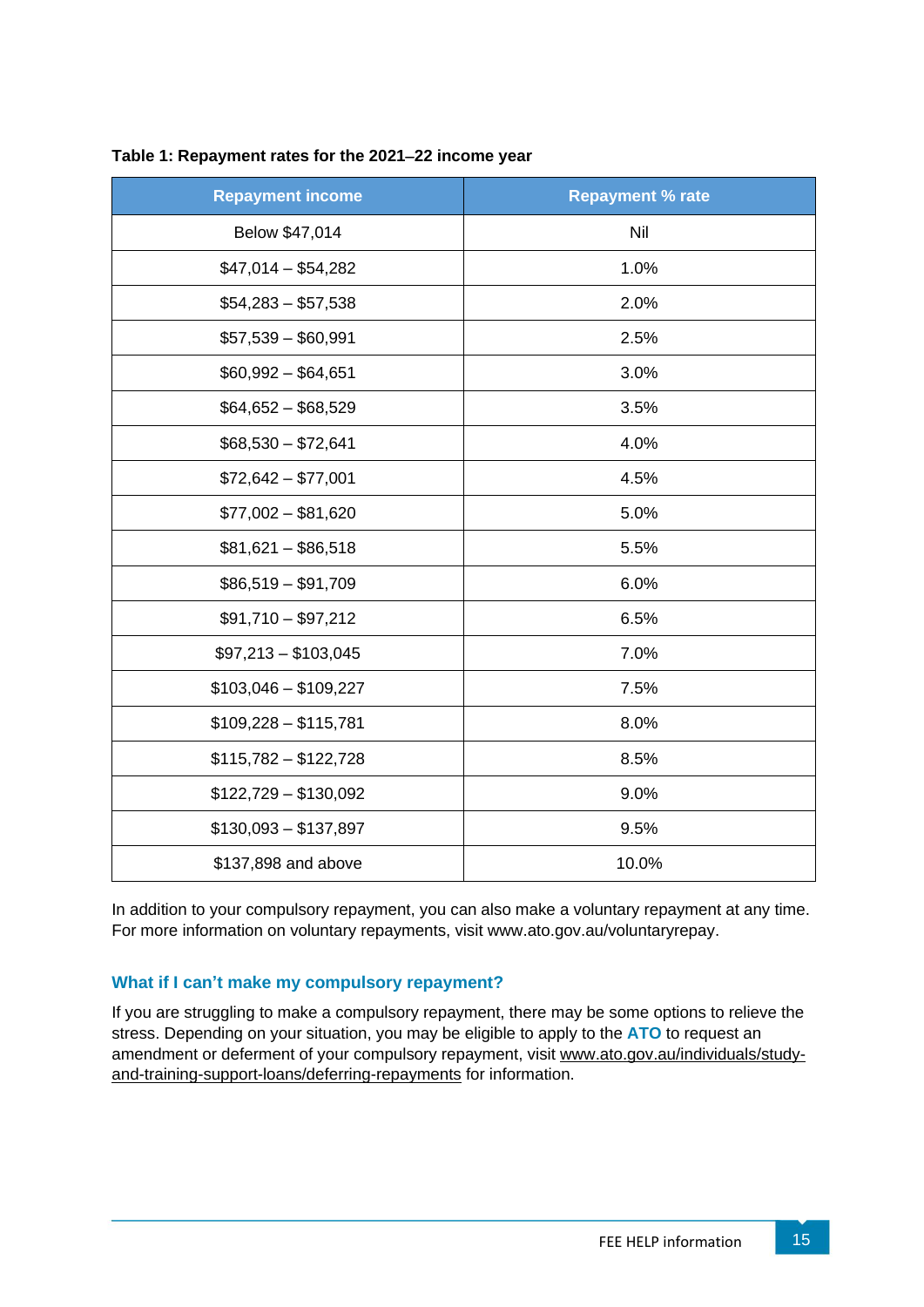**Table 1: Repayment rates for the 2021–22 income year**

| Repayment income | Repayment % rate |
|---|---|
| Below $47,014 | Nil |
| $47,014 – $54,282 | 1.0% |
| $54,283 – $57,538 | 2.0% |
| $57,539 – $60,991 | 2.5% |
| $60,992 – $64,651 | 3.0% |
| $64,652 – $68,529 | 3.5% |
| $68,530 – $72,641 | 4.0% |
| $72,642 – $77,001 | 4.5% |
| $77,002 – $81,620 | 5.0% |
| $81,621 – $86,518 | 5.5% |
| $86,519 – $91,709 | 6.0% |
| $91,710 – $97,212 | 6.5% |
| $97,213 – $103,045 | 7.0% |
| $103,046 – $109,227 | 7.5% |
| $109,228 – $115,781 | 8.0% |
| $115,782 – $122,728 | 8.5% |
| $122,729 – $130,092 | 9.0% |
| $130,093 – $137,897 | 9.5% |
| $137,898 and above | 10.0% |

In addition to your compulsory repayment, you can also make a voluntary repayment at any time. For more information on voluntary repayments, visit www.ato.gov.au/voluntaryrepay.

### What if I can't make my compulsory repayment?

If you are struggling to make a compulsory repayment, there may be some options to relieve the stress. Depending on your situation, you may be eligible to apply to the **ATO** to request an amendment or deferment of your compulsory repayment, visit www.ato.gov.au/individuals/study-and-training-support-loans/deferring-repayments for information.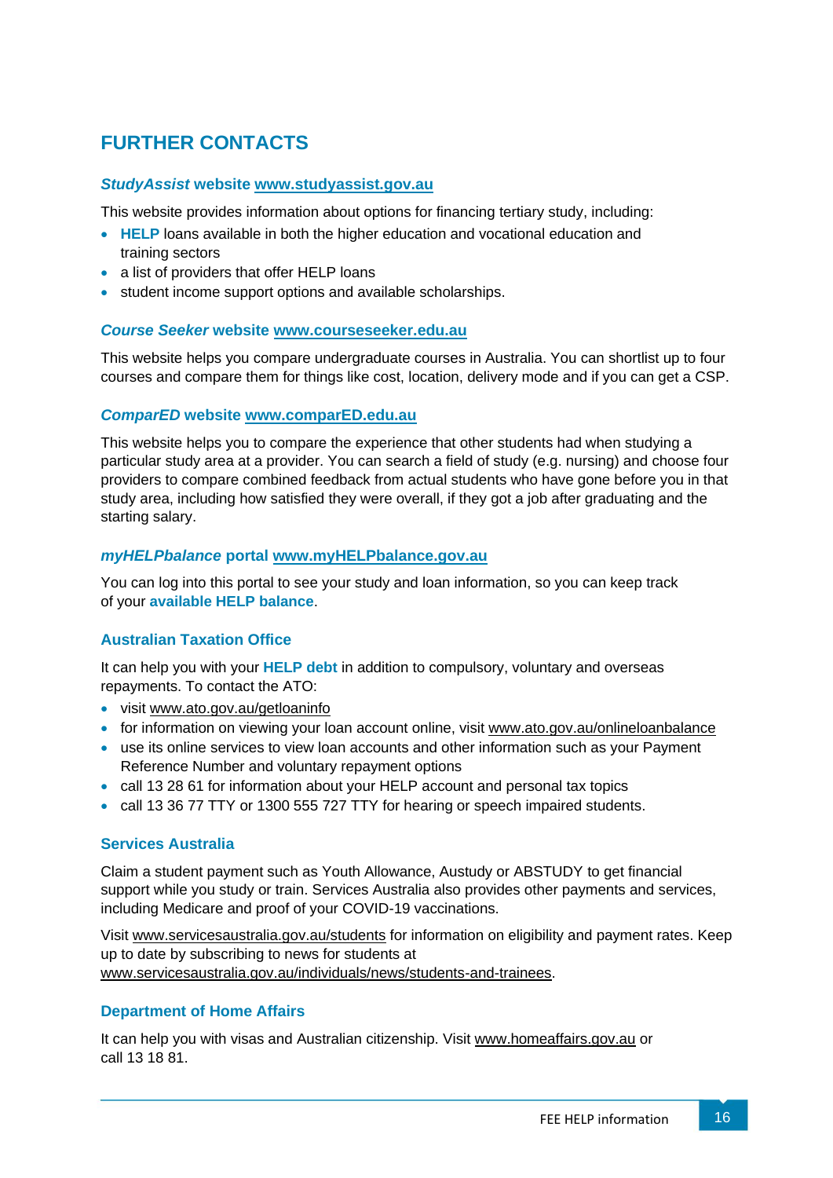## FURTHER CONTACTS

### *StudyAssist* website www.studyassist.gov.au

This website provides information about options for financing tertiary study, including:

- **HELP** loans available in both the higher education and vocational education and training sectors
- a list of providers that offer HELP loans
- student income support options and available scholarships.

### *Course Seeker* website www.courseseeker.edu.au

This website helps you compare undergraduate courses in Australia. You can shortlist up to four courses and compare them for things like cost, location, delivery mode and if you can get a CSP.

### *ComparED* website www.comparED.edu.au

This website helps you to compare the experience that other students had when studying a particular study area at a provider. You can search a field of study (e.g. nursing) and choose four providers to compare combined feedback from actual students who have gone before you in that study area, including how satisfied they were overall, if they got a job after graduating and the starting salary.

### *myHELPbalance* portal www.myHELPbalance.gov.au

You can log into this portal to see your study and loan information, so you can keep track of your **available HELP balance**.

### Australian Taxation Office

It can help you with your **HELP debt** in addition to compulsory, voluntary and overseas repayments. To contact the ATO:

- visit www.ato.gov.au/getloaninfo
- for information on viewing your loan account online, visit www.ato.gov.au/onlineloanbalance
- use its online services to view loan accounts and other information such as your Payment Reference Number and voluntary repayment options
- call 13 28 61 for information about your HELP account and personal tax topics
- call 13 36 77 TTY or 1300 555 727 TTY for hearing or speech impaired students.

### Services Australia

Claim a student payment such as Youth Allowance, Austudy or ABSTUDY to get financial support while you study or train. Services Australia also provides other payments and services, including Medicare and proof of your COVID-19 vaccinations.

Visit www.servicesaustralia.gov.au/students for information on eligibility and payment rates. Keep up to date by subscribing to news for students at www.servicesaustralia.gov.au/individuals/news/students-and-trainees.

### Department of Home Affairs

It can help you with visas and Australian citizenship. Visit www.homeaffairs.gov.au or call 13 18 81.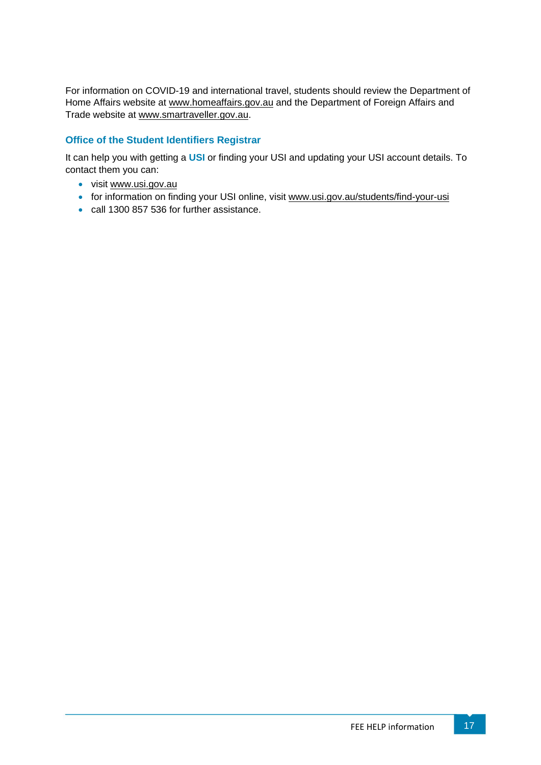For information on COVID-19 and international travel, students should review the Department of Home Affairs website at www.homeaffairs.gov.au and the Department of Foreign Affairs and Trade website at www.smartraveller.gov.au.

### Office of the Student Identifiers Registrar

It can help you with getting a **USI** or finding your USI and updating your USI account details. To contact them you can:

- visit www.usi.gov.au
- for information on finding your USI online, visit www.usi.gov.au/students/find-your-usi
- call 1300 857 536 for further assistance.